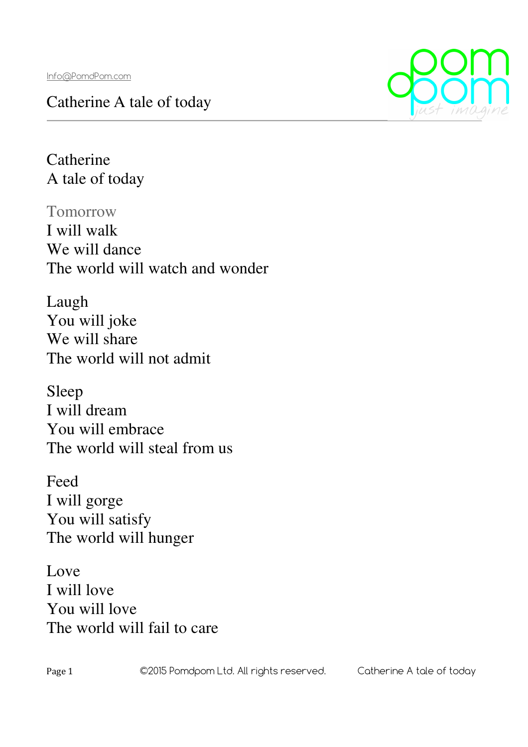# Catherine
## A tale of today

Tomorrow
I will walk
We will dance
The world will watch and wonder

Laugh
You will joke
We will share
The world will not admit

Sleep
I will dream
You will embrace
The world will steal from us

Feed
I will gorge
You will satisfy
The world will hunger

Love
I will love
You will love
The world will fail to care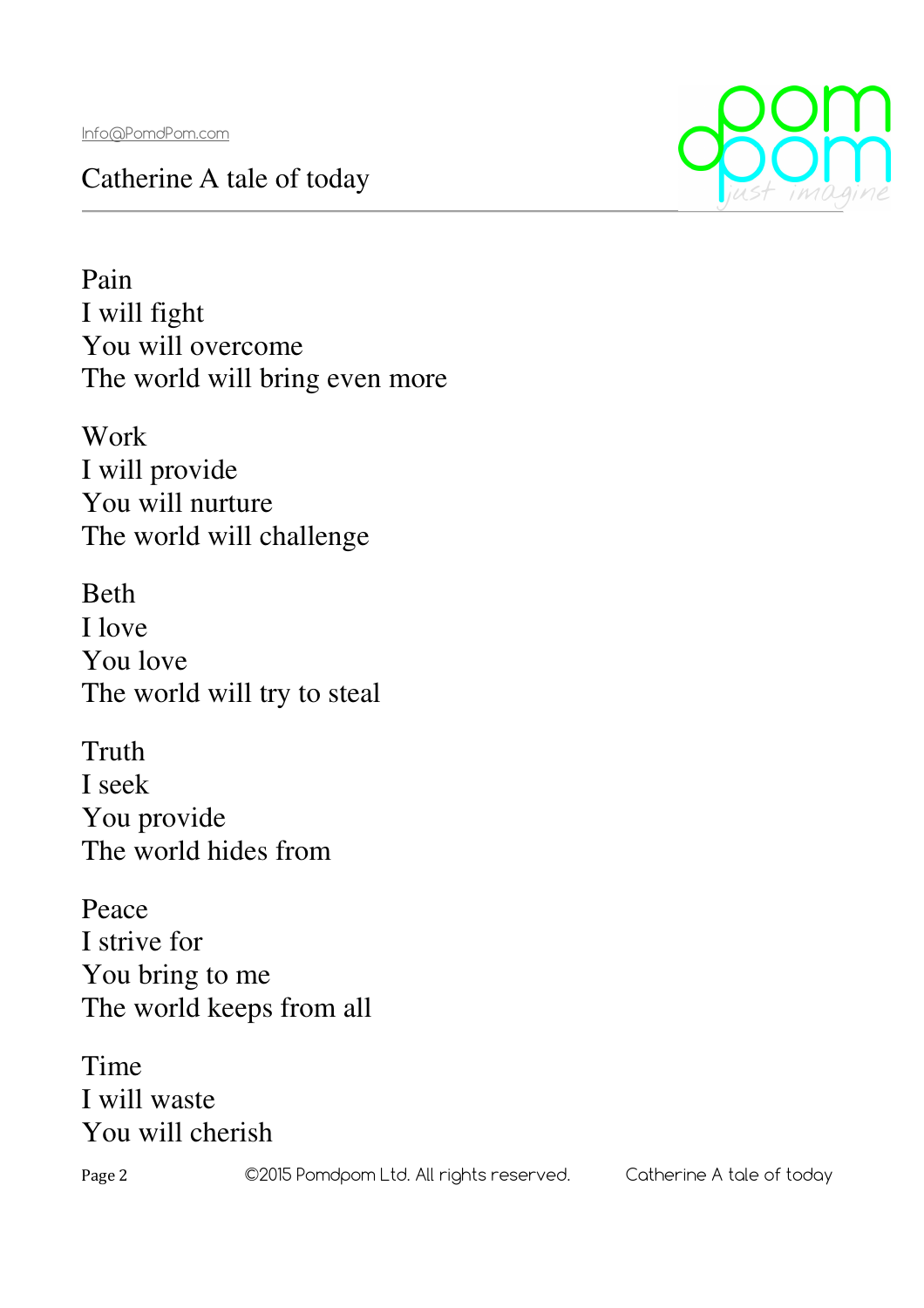Pain  
I will fight  
You will overcome  
The world will bring even more

Work  
I will provide  
You will nurture  
The world will challenge

Beth  
I love  
You love  
The world will try to steal

Truth  
I seek  
You provide  
The world hides from

Peace  
I strive for  
You bring to me  
The world keeps from all

Time  
I will waste  
You will cherish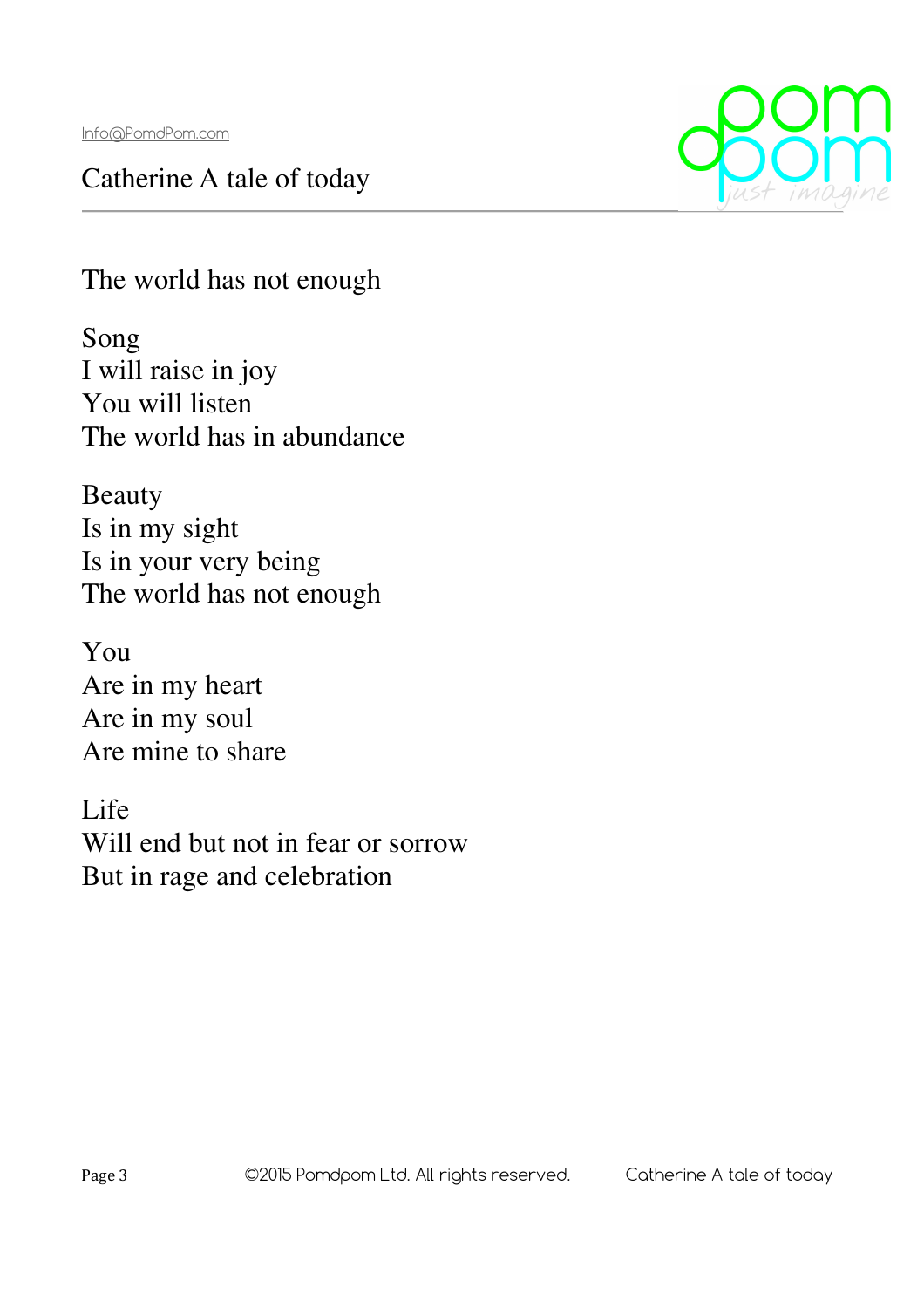The world has not enough

Song  
I will raise in joy  
You will listen  
The world has in abundance

Beauty  
Is in my sight  
Is in your very being  
The world has not enough

You  
Are in my heart  
Are in my soul  
Are mine to share

Life  
Will end but not in fear or sorrow  
But in rage and celebration